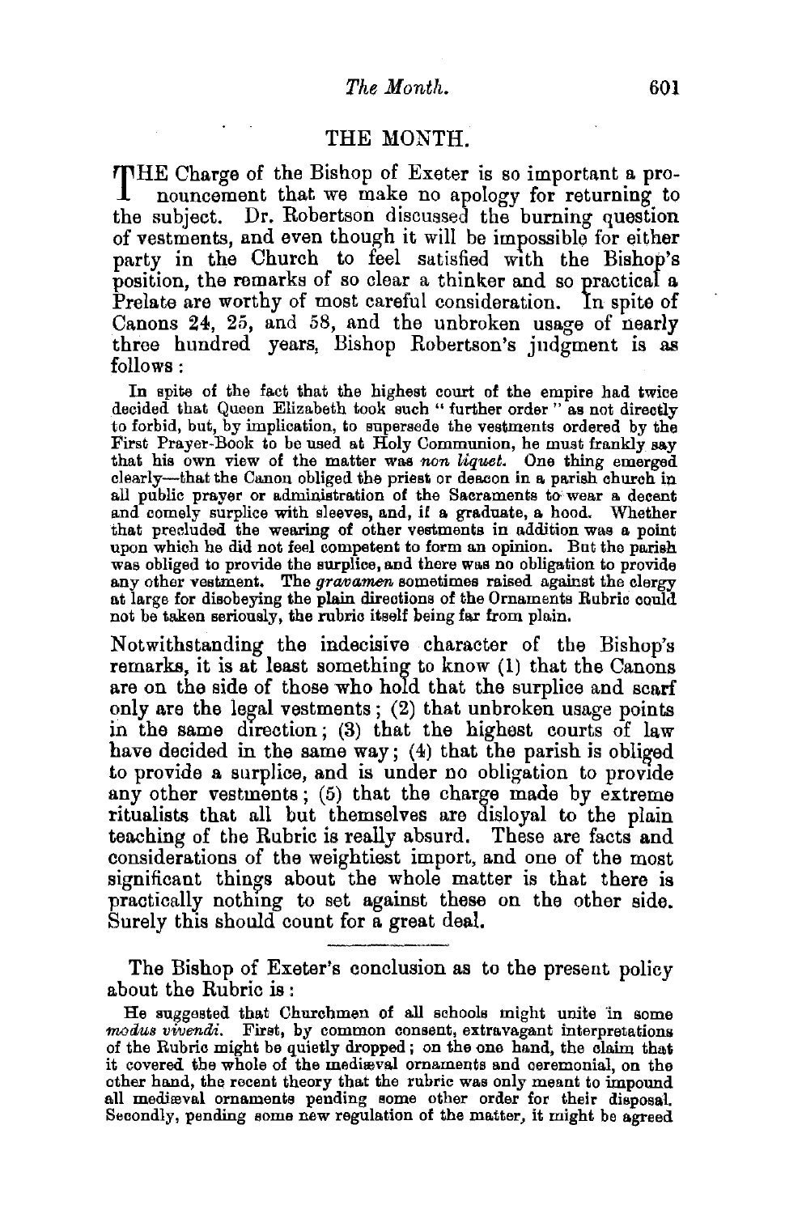# THE MONTH.

THE Charge of the Bishop of Exeter is so important a pronouncement that we make no apology for returning to the subject. Dr. Robertson discussed the burning question of vestments, and even though it will be impossible for either party in the Church to feel satisfied with the Bishop's position, the remarks of so clear a thinker and so practical a Prelate are worthy of most careful consideration. In spite of Canons 24, 25, and 58, and the unbroken usage of nearly three hundred years, Bishop Robertson's judgment is as follows:

> In spite of the fact that the highest court of the empire had twice decided that Queen Elizabeth took such "further order" as not directly to forbid, but, by implication, to supersede the vestments ordered by the First Prayer-Book to be used at Holy Communion, he must frankly say that his own view of the matter was *non liquet*. One thing emerged clearly—that the Canon obliged the priest or deacon in a parish church in all public prayer or administration of the Sacraments to wear a decent and comely surplice with sleeves, and, if a graduate, a hood. Whether that precluded the wearing of other vestments in addition was a point upon which he did not feel competent to form an opinion. But the parish was obliged to provide the surplice, and there was no obligation to provide any other vestment. The *gravamen* sometimes raised against the clergy at large for disobeying the plain directions of the Ornaments Rubric could not be taken seriously, the rubric itself being far from plain.

Notwithstanding the indecisive character of the Bishop's remarks, it is at least something to know (1) that the Canons are on the side of those who hold that the surplice and scarf only are the legal vestments; (2) that unbroken usage points in the same direction; (3) that the highest courts of law have decided in the same way; (4) that the parish is obliged to provide a surplice, and is under no obligation to provide any other vestments; (5) that the charge made by extreme ritualists that all but themselves are disloyal to the plain teaching of the Rubric is really absurd. These are facts and considerations of the weightiest import, and one of the most significant things about the whole matter is that there is practically nothing to set against these on the other side. Surely this should count for a great deal.

---

The Bishop of Exeter's conclusion as to the present policy about the Rubric is:

> He suggested that Churchmen of all schools might unite in some *modus vivendi*. First, by common consent, extravagant interpretations of the Rubric might be quietly dropped; on the one hand, the claim that it covered the whole of the mediæval ornaments and ceremonial, on the other hand, the recent theory that the rubric was only meant to impound all mediæval ornaments pending some other order for their disposal. Secondly, pending some new regulation of the matter, it might be agreed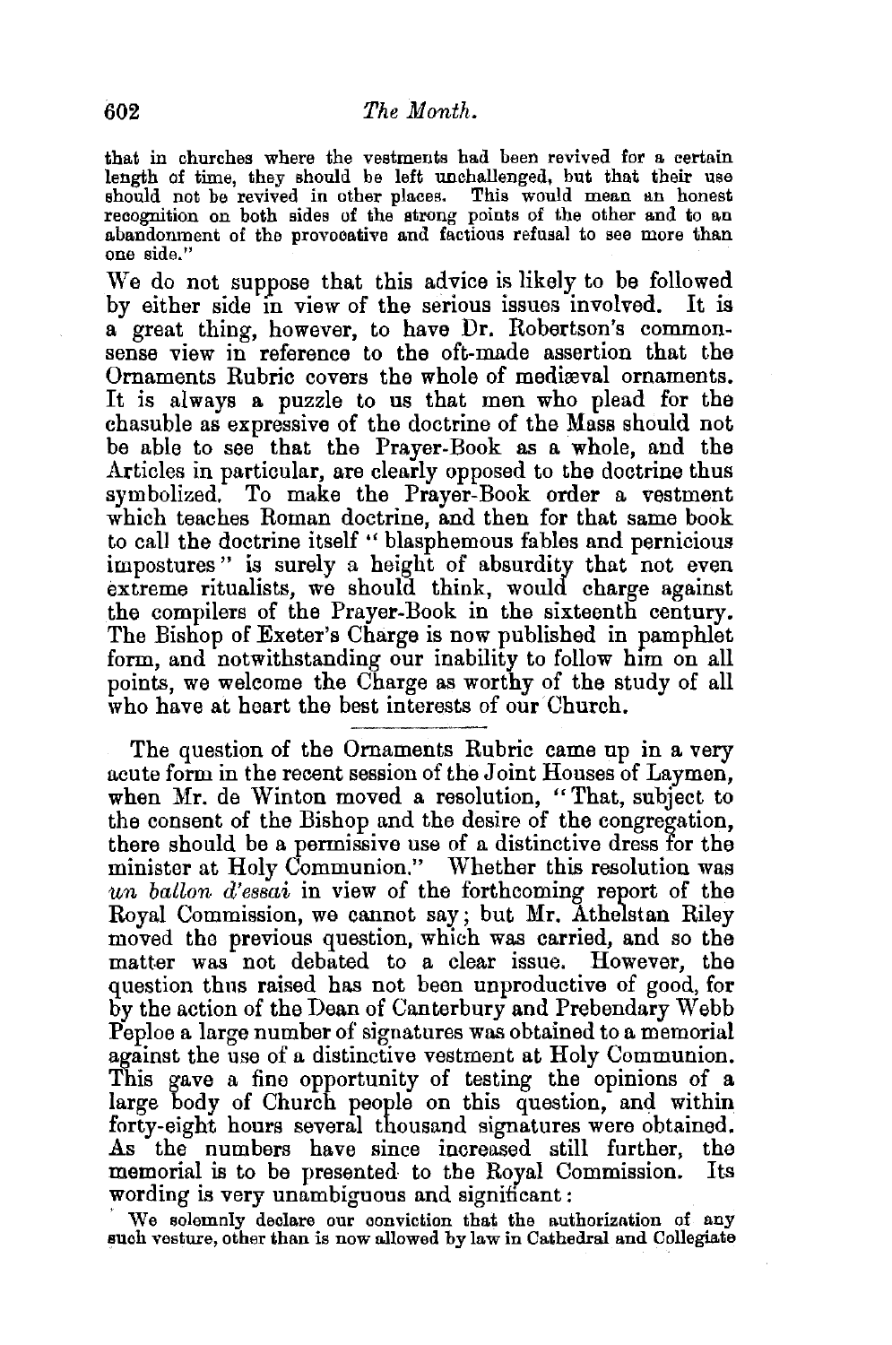that in churches where the vestments had been revived for a certain length of time, they should be left unchallenged, but that their use should not be revived in other places. This would mean an honest recognition on both sides of the strong points of the other and to an abandonment of the provocative and factious refusal to see more than one side."

We do not suppose that this advice is likely to be followed by either side in view of the serious issues involved. It is a great thing, however, to have Dr. Robertson's common-sense view in reference to the oft-made assertion that the Ornaments Rubric covers the whole of mediæval ornaments. It is always a puzzle to us that men who plead for the chasuble as expressive of the doctrine of the Mass should not be able to see that the Prayer-Book as a whole, and the Articles in particular, are clearly opposed to the doctrine thus symbolized. To make the Prayer-Book order a vestment which teaches Roman doctrine, and then for that same book to call the doctrine itself "blasphemous fables and pernicious impostures" is surely a height of absurdity that not even extreme ritualists, we should think, would charge against the compilers of the Prayer-Book in the sixteenth century. The Bishop of Exeter's Charge is now published in pamphlet form, and notwithstanding our inability to follow him on all points, we welcome the Charge as worthy of the study of all who have at heart the best interests of our Church.

---

The question of the Ornaments Rubric came up in a very acute form in the recent session of the Joint Houses of Laymen, when Mr. de Winton moved a resolution, "That, subject to the consent of the Bishop and the desire of the congregation, there should be a permissive use of a distinctive dress for the minister at Holy Communion." Whether this resolution was *un ballon d'essai* in view of the forthcoming report of the Royal Commission, we cannot say; but Mr. Athelstan Riley moved the previous question, which was carried, and so the matter was not debated to a clear issue. However, the question thus raised has not been unproductive of good, for by the action of the Dean of Canterbury and Prebendary Webb Peploe a large number of signatures was obtained to a memorial against the use of a distinctive vestment at Holy Communion. This gave a fine opportunity of testing the opinions of a large body of Church people on this question, and within forty-eight hours several thousand signatures were obtained. As the numbers have since increased still further, the memorial is to be presented to the Royal Commission. Its wording is very unambiguous and significant:

We solemnly declare our conviction that the authorization of any such vesture, other than is now allowed by law in Cathedral and Collegiate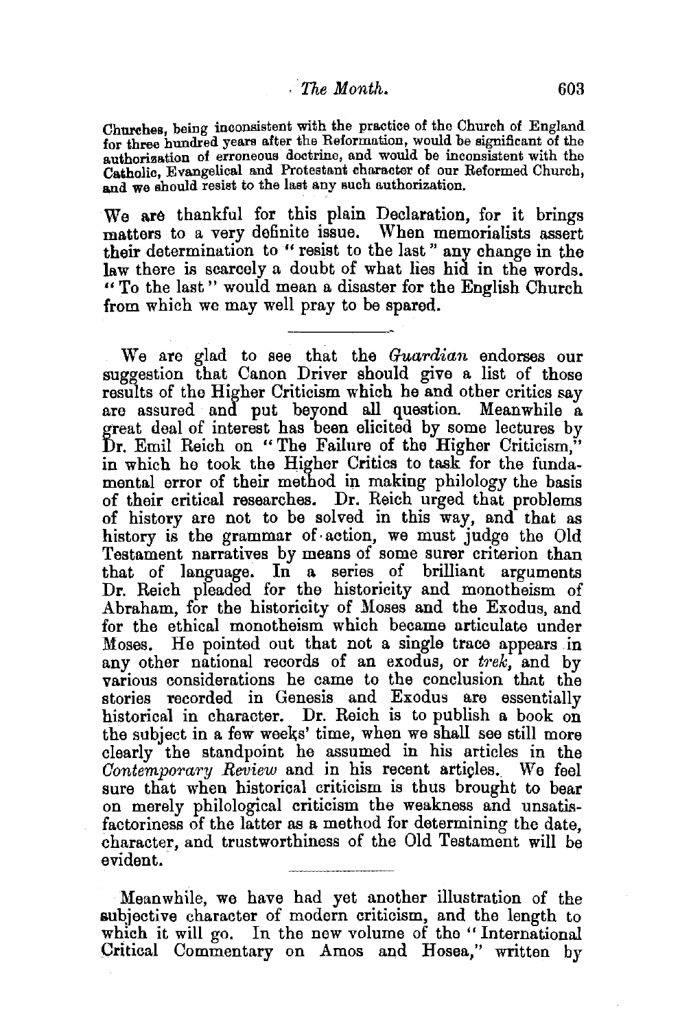Churches, being inconsistent with the practice of the Church of England for three hundred years after the Reformation, would be significant of the authorization of erroneous doctrine, and would be inconsistent with the Catholic, Evangelical and Protestant character of our Reformed Church, and we should resist to the last any such authorization.

We are thankful for this plain Declaration, for it brings matters to a very definite issue. When memorialists assert their determination to "resist to the last" any change in the law there is scarcely a doubt of what lies hid in the words. "To the last" would mean a disaster for the English Church from which we may well pray to be spared.

---

We are glad to see that the *Guardian* endorses our suggestion that Canon Driver should give a list of those results of the Higher Criticism which he and other critics say are assured and put beyond all question. Meanwhile a great deal of interest has been elicited by some lectures by Dr. Emil Reich on "The Failure of the Higher Criticism," in which he took the Higher Critics to task for the fundamental error of their method in making philology the basis of their critical researches. Dr. Reich urged that problems of history are not to be solved in this way, and that as history is the grammar of action, we must judge the Old Testament narratives by means of some surer criterion than that of language. In a series of brilliant arguments Dr. Reich pleaded for the historicity and monotheism of Abraham, for the historicity of Moses and the Exodus, and for the ethical monotheism which became articulate under Moses. He pointed out that not a single trace appears in any other national records of an exodus, or *trek*, and by various considerations he came to the conclusion that the stories recorded in Genesis and Exodus are essentially historical in character. Dr. Reich is to publish a book on the subject in a few weeks' time, when we shall see still more clearly the standpoint he assumed in his articles in the *Contemporary Review* and in his recent articles. We feel sure that when historical criticism is thus brought to bear on merely philological criticism the weakness and unsatisfactoriness of the latter as a method for determining the date, character, and trustworthiness of the Old Testament will be evident.

---

Meanwhile, we have had yet another illustration of the subjective character of modern criticism, and the length to which it will go. In the new volume of the "International Critical Commentary on Amos and Hosea," written by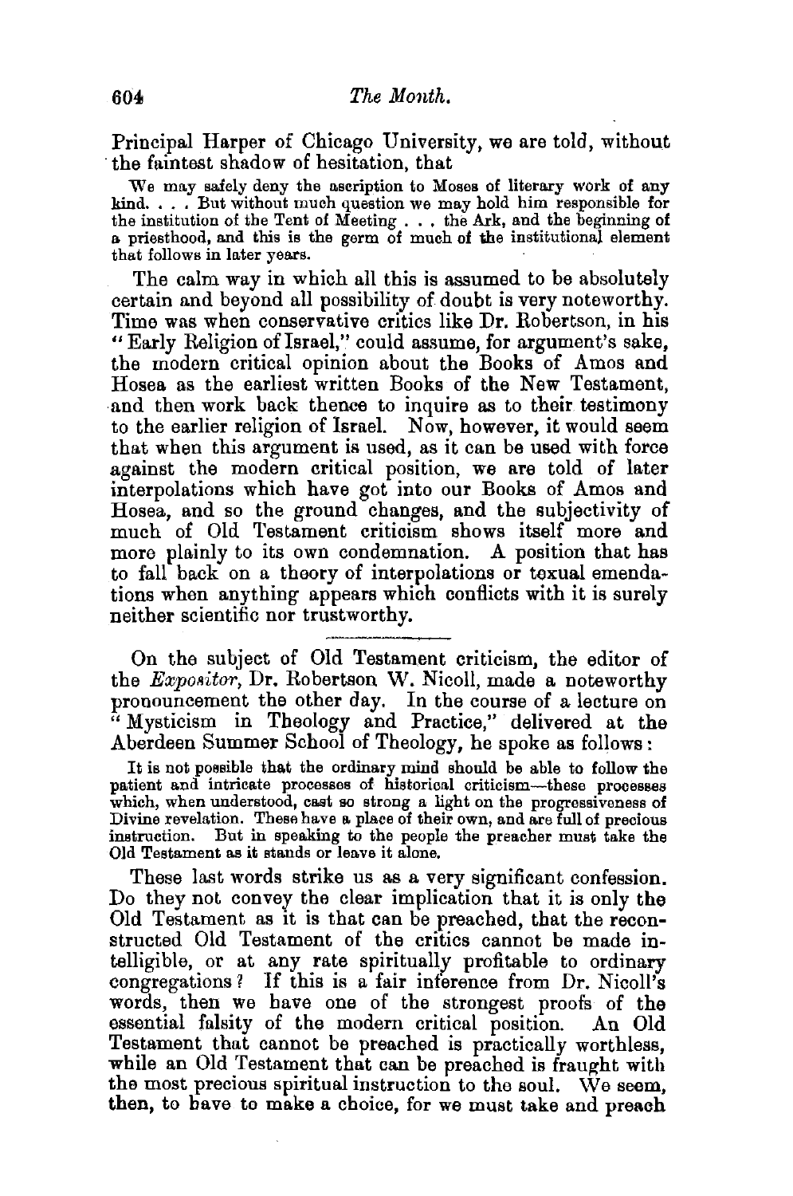Principal Harper of Chicago University, we are told, without the faintest shadow of hesitation, that

> We may safely deny the ascription to Moses of literary work of any kind. . . . But without much question we may hold him responsible for the institution of the Tent of Meeting . . . the Ark, and the beginning of a priesthood, and this is the germ of much of the institutional element that follows in later years.

The calm way in which all this is assumed to be absolutely certain and beyond all possibility of doubt is very noteworthy. Time was when conservative critics like Dr. Robertson, in his "Early Religion of Israel," could assume, for argument's sake, the modern critical opinion about the Books of Amos and Hosea as the earliest written Books of the New Testament, and then work back thence to inquire as to their testimony to the earlier religion of Israel. Now, however, it would seem that when this argument is used, as it can be used with force against the modern critical position, we are told of later interpolations which have got into our Books of Amos and Hosea, and so the ground changes, and the subjectivity of much of Old Testament criticism shows itself more and more plainly to its own condemnation. A position that has to fall back on a theory of interpolations or texual emendations when anything appears which conflicts with it is surely neither scientific nor trustworthy.

---

On the subject of Old Testament criticism, the editor of the *Expositor*, Dr. Robertson W. Nicoll, made a noteworthy pronouncement the other day. In the course of a lecture on "Mysticism in Theology and Practice," delivered at the Aberdeen Summer School of Theology, he spoke as follows:

> It is not possible that the ordinary mind should be able to follow the patient and intricate processes of historical criticism—these processes which, when understood, cast so strong a light on the progressiveness of Divine revelation. These have a place of their own, and are full of precious instruction. But in speaking to the people the preacher must take the Old Testament as it stands or leave it alone.

These last words strike us as a very significant confession. Do they not convey the clear implication that it is only the Old Testament as it is that can be preached, that the reconstructed Old Testament of the critics cannot be made intelligible, or at any rate spiritually profitable to ordinary congregations? If this is a fair inference from Dr. Nicoll's words, then we have one of the strongest proofs of the essential falsity of the modern critical position. An Old Testament that cannot be preached is practically worthless, while an Old Testament that can be preached is fraught with the most precious spiritual instruction to the soul. We seem, then, to have to make a choice, for we must take and preach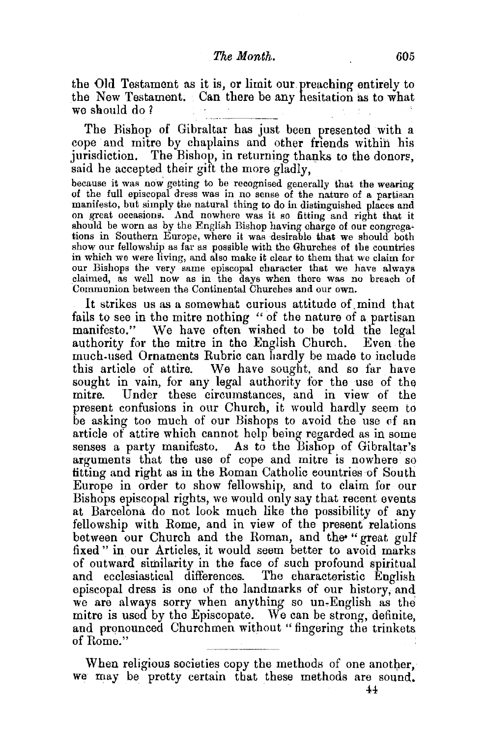the Old Testament as it is, or limit our preaching entirely to the New Testament. Can there be any hesitation as to what we should do?

---

The Bishop of Gibraltar has just been presented with a cope and mitre by chaplains and other friends within his jurisdiction. The Bishop, in returning thanks to the donors, said he accepted their gift the more gladly,

> because it was now getting to be recognised generally that the wearing of the full episcopal dress was in no sense of the nature of a partisan manifesto, but simply the natural thing to do in distinguished places and on great occasions. And nowhere was it so fitting and right that it should be worn as by the English Bishop having charge of our congregations in Southern Europe, where it was desirable that we should both show our fellowship as far as possible with the Churches of the countries in which we were living, and also make it clear to them that we claim for our Bishops the very same episcopal character that we have always claimed, as well now as in the days when there was no breach of Communion between the Continental Churches and our own.

It strikes us as a somewhat curious attitude of mind that fails to see in the mitre nothing "of the nature of a partisan manifesto." We have often wished to be told the legal authority for the mitre in the English Church. Even the much-used Ornaments Rubric can hardly be made to include this article of attire. We have sought, and so far have sought in vain, for any legal authority for the use of the mitre. Under these circumstances, and in view of the present confusions in our Church, it would hardly seem to be asking too much of our Bishops to avoid the use of an article of attire which cannot help being regarded as in some senses a party manifesto. As to the Bishop of Gibraltar's arguments that the use of cope and mitre is nowhere so fitting and right as in the Roman Catholic countries of South Europe in order to show fellowship, and to claim for our Bishops episcopal rights, we would only say that recent events at Barcelona do not look much like the possibility of any fellowship with Rome, and in view of the present relations between our Church and the Roman, and the "great gulf fixed" in our Articles, it would seem better to avoid marks of outward similarity in the face of such profound spiritual and ecclesiastical differences. The characteristic English episcopal dress is one of the landmarks of our history, and we are always sorry when anything so un-English as the mitre is used by the Episcopate. We can be strong, definite, and pronounced Churchmen without "fingering the trinkets of Rome."

---

When religious societies copy the methods of one another, we may be pretty certain that these methods are sound.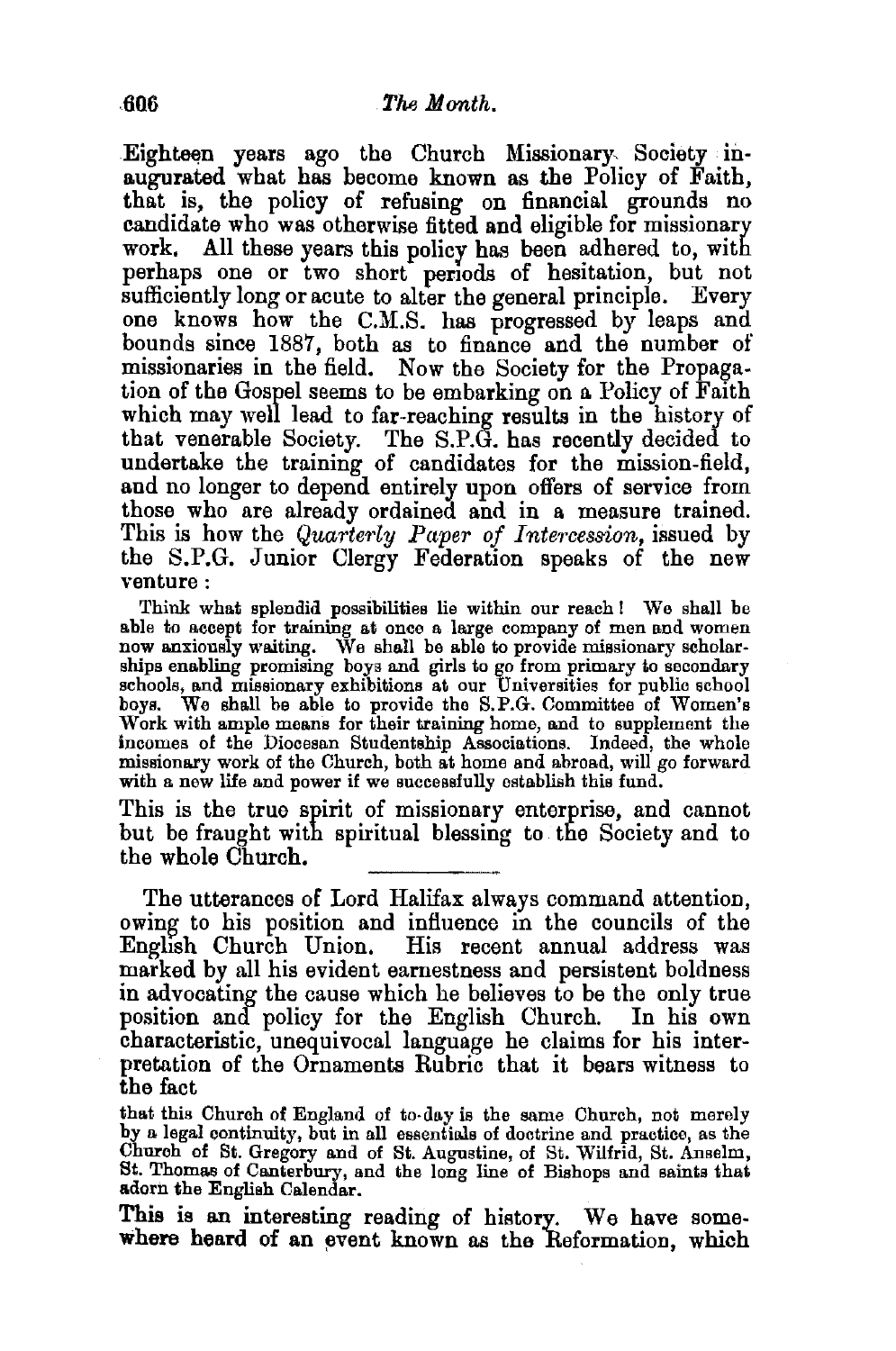Eighteen years ago the Church Missionary Society inaugurated what has become known as the Policy of Faith, that is, the policy of refusing on financial grounds no candidate who was otherwise fitted and eligible for missionary work. All these years this policy has been adhered to, with perhaps one or two short periods of hesitation, but not sufficiently long or acute to alter the general principle. Every one knows how the C.M.S. has progressed by leaps and bounds since 1887, both as to finance and the number of missionaries in the field. Now the Society for the Propagation of the Gospel seems to be embarking on a Policy of Faith which may well lead to far-reaching results in the history of that venerable Society. The S.P.G. has recently decided to undertake the training of candidates for the mission-field, and no longer to depend entirely upon offers of service from those who are already ordained and in a measure trained. This is how the *Quarterly Paper of Intercession,* issued by the S.P.G. Junior Clergy Federation speaks of the new venture:

> Think what splendid possibilities lie within our reach! We shall be able to accept for training at once a large company of men and women now anxiously waiting. We shall be able to provide missionary scholarships enabling promising boys and girls to go from primary to secondary schools, and missionary exhibitions at our Universities for public school boys. We shall be able to provide the S.P.G. Committee of Women's Work with ample means for their training home, and to supplement the incomes of the Diocesan Studentship Associations. Indeed, the whole missionary work of the Church, both at home and abroad, will go forward with a new life and power if we successfully establish this fund.

This is the true spirit of missionary enterprise, and cannot but be fraught with spiritual blessing to the Society and to the whole Church.

---

The utterances of Lord Halifax always command attention, owing to his position and influence in the councils of the English Church Union. His recent annual address was marked by all his evident earnestness and persistent boldness in advocating the cause which he believes to be the only true position and policy for the English Church. In his own characteristic, unequivocal language he claims for his interpretation of the Ornaments Rubric that it bears witness to the fact

> that this Church of England of to-day is the same Church, not merely by a legal continuity, but in all essentials of doctrine and practice, as the Church of St. Gregory and of St. Augustine, of St. Wilfrid, St. Anselm, St. Thomas of Canterbury, and the long line of Bishops and saints that adorn the English Calendar.

This is an interesting reading of history. We have somewhere heard of an event known as the Reformation, which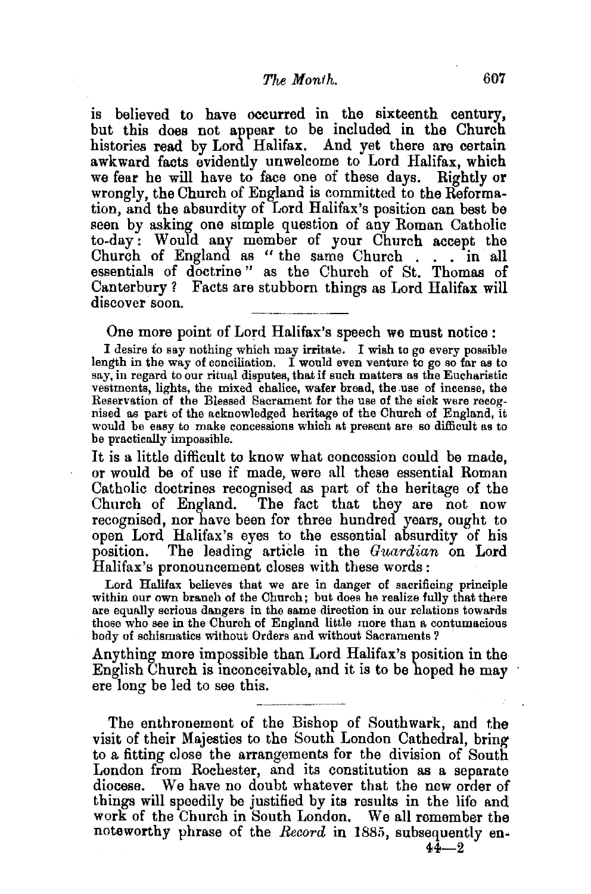is believed to have occurred in the sixteenth century, but this does not appear to be included in the Church histories read by Lord Halifax. And yet there are certain awkward facts evidently unwelcome to Lord Halifax, which we fear he will have to face one of these days. Rightly or wrongly, the Church of England is committed to the Reformation, and the absurdity of Lord Halifax's position can best be seen by asking one simple question of any Roman Catholic to-day: Would any member of your Church accept the Church of England as "the same Church . . . in all essentials of doctrine" as the Church of St. Thomas of Canterbury? Facts are stubborn things as Lord Halifax will discover soon.

---

One more point of Lord Halifax's speech we must notice:

> I desire to say nothing which may irritate. I wish to go every possible length in the way of conciliation. I would even venture to go so far as to say, in regard to our ritual disputes, that if such matters as the Eucharistic vestments, lights, the mixed chalice, wafer bread, the use of incense, the Reservation of the Blessed Sacrament for the use of the sick were recognised as part of the acknowledged heritage of the Church of England, it would be easy to make concessions which at present are so difficult as to be practically impossible.

It is a little difficult to know what concession could be made, or would be of use if made, were all these essential Roman Catholic doctrines recognised as part of the heritage of the Church of England. The fact that they are not now recognised, nor have been for three hundred years, ought to open Lord Halifax's eyes to the essential absurdity of his position. The leading article in the *Guardian* on Lord Halifax's pronouncement closes with these words:

> Lord Halifax believes that we are in danger of sacrificing principle within our own branch of the Church; but does he realize fully that there are equally serious dangers in the same direction in our relations towards those who see in the Church of England little more than a contumacious body of schismatics without Orders and without Sacraments?

Anything more impossible than Lord Halifax's position in the English Church is inconceivable, and it is to be hoped he may ere long be led to see this.

---

The enthronement of the Bishop of Southwark, and the visit of their Majesties to the South London Cathedral, bring to a fitting close the arrangements for the division of South London from Rochester, and its constitution as a separate diocese. We have no doubt whatever that the new order of things will speedily be justified by its results in the life and work of the Church in South London. We all remember the noteworthy phrase of the *Record* in 1885, subsequently en-

44—2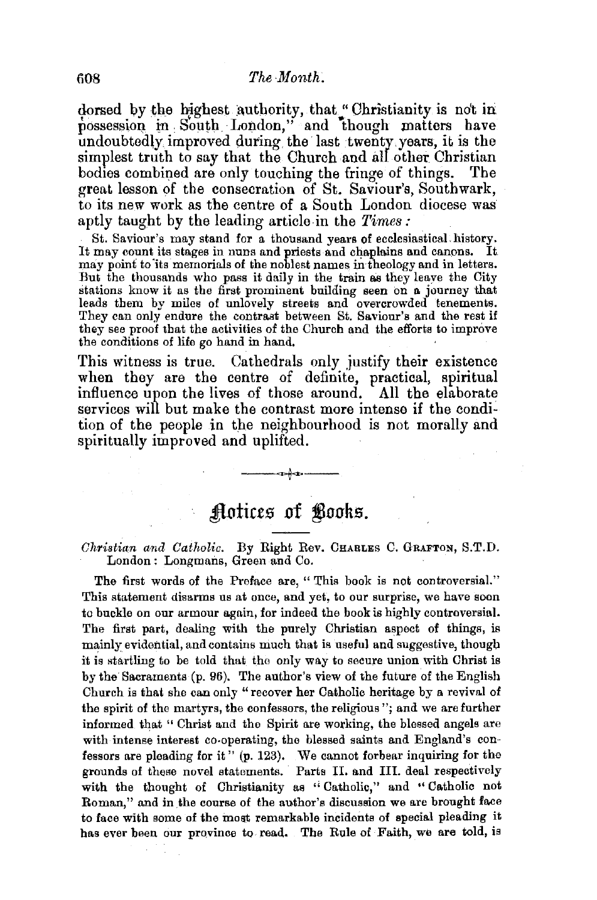dorsed by the highest authority, that "Christianity is not in possession in South London," and though matters have undoubtedly improved during the last twenty years, it is the simplest truth to say that the Church and all other Christian bodies combined are only touching the fringe of things. The great lesson of the consecration of St. Saviour's, Southwark, to its new work as the centre of a South London diocese was aptly taught by the leading article in the *Times*:

> St. Saviour's may stand for a thousand years of ecclesiastical history. It may count its stages in nuns and priests and chaplains and canons. It may point to its memorials of the noblest names in theology and in letters. But the thousands who pass it daily in the train as they leave the City stations know it as the first prominent building seen on a journey that leads them by miles of unlovely streets and overcrowded tenements. They can only endure the contrast between St. Saviour's and the rest if they see proof that the activities of the Church and the efforts to improve the conditions of life go hand in hand.

This witness is true. Cathedrals only justify their existence when they are the centre of definite, practical, spiritual influence upon the lives of those around. All the elaborate services will but make the contrast more intense if the condition of the people in the neighbourhood is not morally and spiritually improved and uplifted.

---

## Notices of Books.

*Christian and Catholic.* By Right Rev. CHARLES C. GRAFTON, S.T.D. London: Longmans, Green and Co.

The first words of the Preface are, "This book is not controversial." This statement disarms us at once, and yet, to our surprise, we have soon to buckle on our armour again, for indeed the book is highly controversial. The first part, dealing with the purely Christian aspect of things, is mainly evidential, and contains much that is useful and suggestive, though it is startling to be told that the only way to secure union with Christ is by the Sacraments (p. 96). The author's view of the future of the English Church is that she can only "recover her Catholic heritage by a revival of the spirit of the martyrs, the confessors, the religious"; and we are further informed that "Christ and the Spirit are working, the blessed angels are with intense interest co-operating, the blessed saints and England's confessors are pleading for it" (p. 123). We cannot forbear inquiring for the grounds of these novel statements. Parts II. and III. deal respectively with the thought of Christianity as "Catholic," and "Catholic not Roman," and in the course of the author's discussion we are brought face to face with some of the most remarkable incidents of special pleading it has ever been our province to read. The Rule of Faith, we are told, is